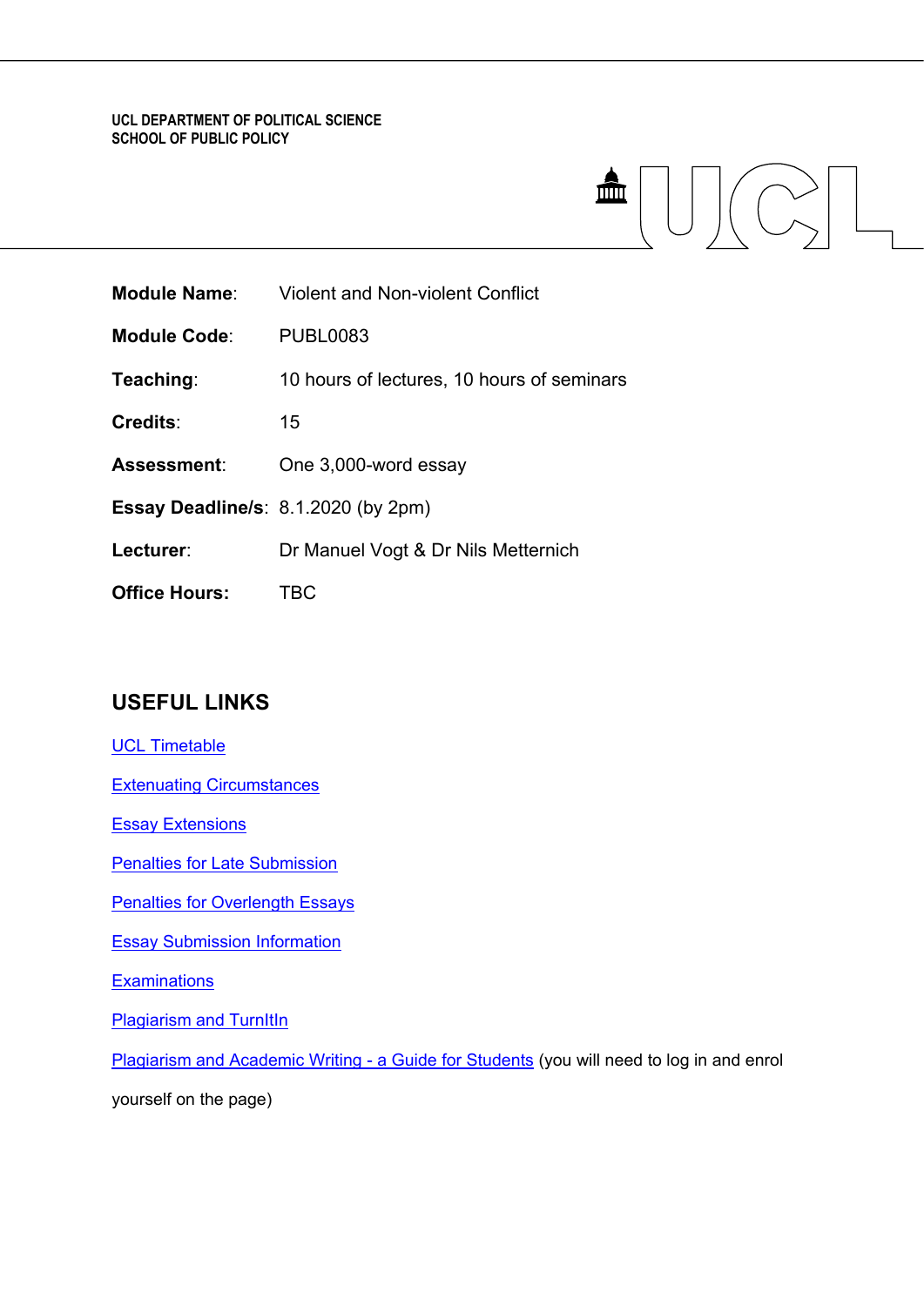UCL DEPARTMENT OF POLITICAL SCIENCE
SCHOOL OF PUBLIC POLICY

**Module Name**: Violent and Non-violent Conflict

**Module Code**: PUBL0083

**Teaching**: 10 hours of lectures, 10 hours of seminars

**Credits**: 15

**Assessment**: One 3,000-word essay

**Essay Deadline/s**: 8.1.2020 (by 2pm)

**Lecturer**: Dr Manuel Vogt & Dr Nils Metternich

**Office Hours:** TBC

## USEFUL LINKS

UCL Timetable

Extenuating Circumstances

Essay Extensions

Penalties for Late Submission

Penalties for Overlength Essays

Essay Submission Information

Examinations

Plagiarism and TurnItIn

Plagiarism and Academic Writing - a Guide for Students (you will need to log in and enrol yourself on the page)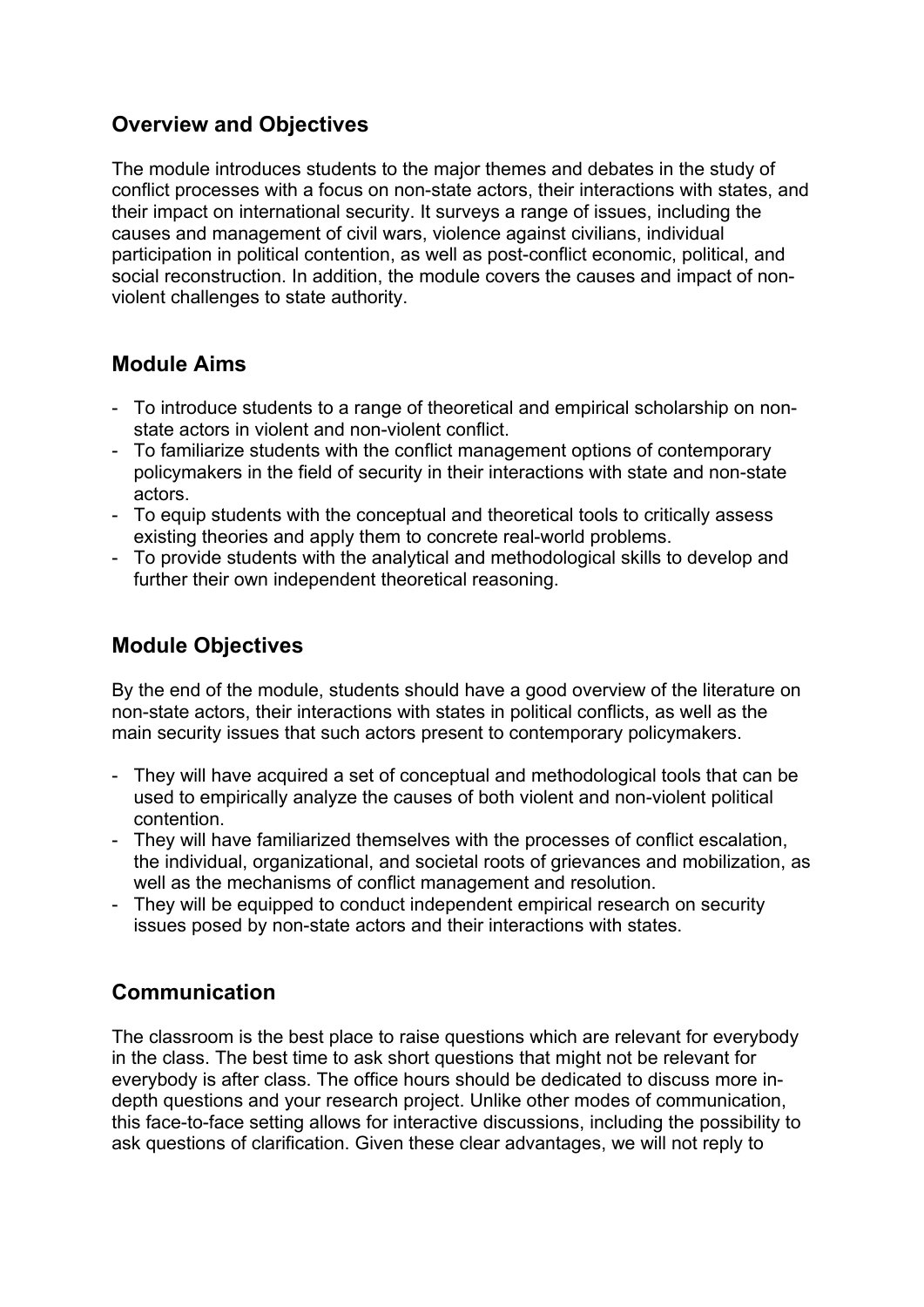## Overview and Objectives

The module introduces students to the major themes and debates in the study of conflict processes with a focus on non-state actors, their interactions with states, and their impact on international security. It surveys a range of issues, including the causes and management of civil wars, violence against civilians, individual participation in political contention, as well as post-conflict economic, political, and social reconstruction. In addition, the module covers the causes and impact of non-violent challenges to state authority.

## Module Aims

- To introduce students to a range of theoretical and empirical scholarship on non-state actors in violent and non-violent conflict.
- To familiarize students with the conflict management options of contemporary policymakers in the field of security in their interactions with state and non-state actors.
- To equip students with the conceptual and theoretical tools to critically assess existing theories and apply them to concrete real-world problems.
- To provide students with the analytical and methodological skills to develop and further their own independent theoretical reasoning.

## Module Objectives

By the end of the module, students should have a good overview of the literature on non-state actors, their interactions with states in political conflicts, as well as the main security issues that such actors present to contemporary policymakers.

- They will have acquired a set of conceptual and methodological tools that can be used to empirically analyze the causes of both violent and non-violent political contention.
- They will have familiarized themselves with the processes of conflict escalation, the individual, organizational, and societal roots of grievances and mobilization, as well as the mechanisms of conflict management and resolution.
- They will be equipped to conduct independent empirical research on security issues posed by non-state actors and their interactions with states.

## Communication

The classroom is the best place to raise questions which are relevant for everybody in the class. The best time to ask short questions that might not be relevant for everybody is after class. The office hours should be dedicated to discuss more in-depth questions and your research project. Unlike other modes of communication, this face-to-face setting allows for interactive discussions, including the possibility to ask questions of clarification. Given these clear advantages, we will not reply to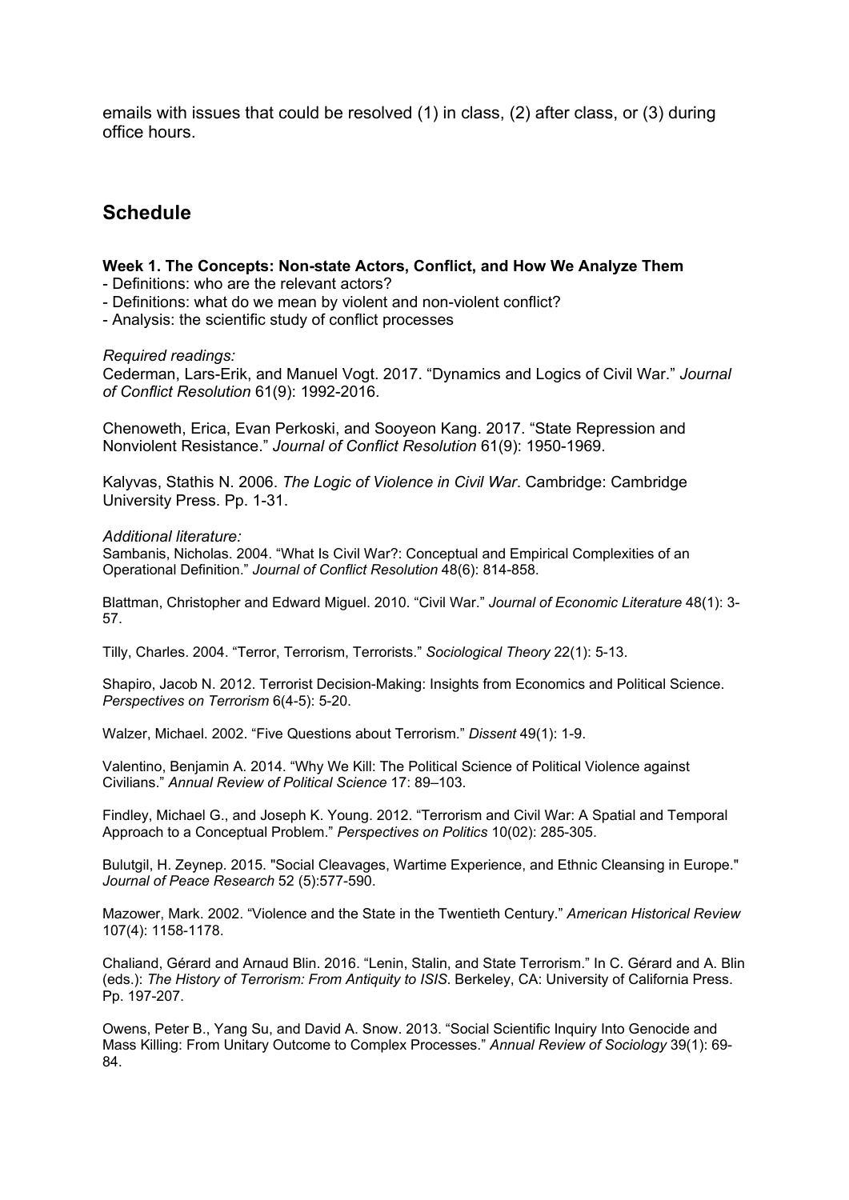emails with issues that could be resolved (1) in class, (2) after class, or (3) during office hours.

## Schedule

**Week 1. The Concepts: Non-state Actors, Conflict, and How We Analyze Them**

- Definitions: who are the relevant actors?
- Definitions: what do we mean by violent and non-violent conflict?
- Analysis: the scientific study of conflict processes

*Required readings:*

Cederman, Lars-Erik, and Manuel Vogt. 2017. "Dynamics and Logics of Civil War." *Journal of Conflict Resolution* 61(9): 1992-2016.

Chenoweth, Erica, Evan Perkoski, and Sooyeon Kang. 2017. "State Repression and Nonviolent Resistance." *Journal of Conflict Resolution* 61(9): 1950-1969.

Kalyvas, Stathis N. 2006. *The Logic of Violence in Civil War*. Cambridge: Cambridge University Press. Pp. 1-31.

*Additional literature:*

Sambanis, Nicholas. 2004. "What Is Civil War?: Conceptual and Empirical Complexities of an Operational Definition." *Journal of Conflict Resolution* 48(6): 814-858.

Blattman, Christopher and Edward Miguel. 2010. "Civil War." *Journal of Economic Literature* 48(1): 3-57.

Tilly, Charles. 2004. "Terror, Terrorism, Terrorists." *Sociological Theory* 22(1): 5-13.

Shapiro, Jacob N. 2012. Terrorist Decision-Making: Insights from Economics and Political Science. *Perspectives on Terrorism* 6(4-5): 5-20.

Walzer, Michael. 2002. "Five Questions about Terrorism." *Dissent* 49(1): 1-9.

Valentino, Benjamin A. 2014. "Why We Kill: The Political Science of Political Violence against Civilians." *Annual Review of Political Science* 17: 89–103.

Findley, Michael G., and Joseph K. Young. 2012. "Terrorism and Civil War: A Spatial and Temporal Approach to a Conceptual Problem." *Perspectives on Politics* 10(02): 285-305.

Bulutgil, H. Zeynep. 2015. "Social Cleavages, Wartime Experience, and Ethnic Cleansing in Europe." *Journal of Peace Research* 52 (5):577-590.

Mazower, Mark. 2002. "Violence and the State in the Twentieth Century." *American Historical Review* 107(4): 1158-1178.

Chaliand, Gérard and Arnaud Blin. 2016. "Lenin, Stalin, and State Terrorism." In C. Gérard and A. Blin (eds.): *The History of Terrorism: From Antiquity to ISIS*. Berkeley, CA: University of California Press. Pp. 197-207.

Owens, Peter B., Yang Su, and David A. Snow. 2013. "Social Scientific Inquiry Into Genocide and Mass Killing: From Unitary Outcome to Complex Processes." *Annual Review of Sociology* 39(1): 69-84.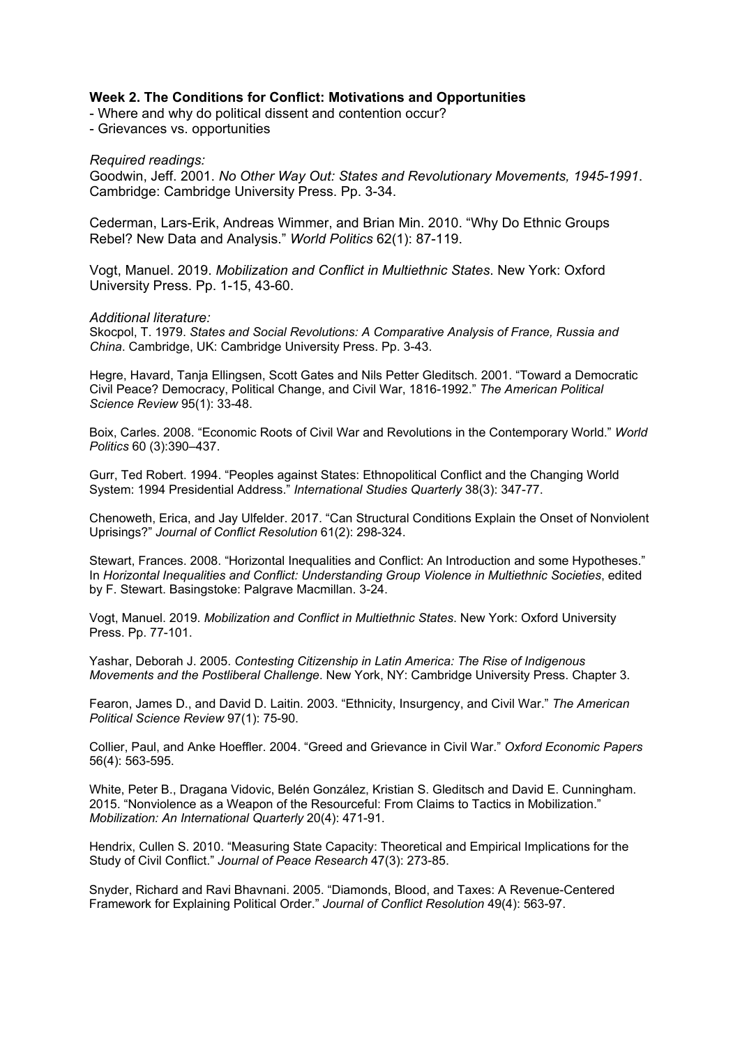**Week 2. The Conditions for Conflict: Motivations and Opportunities**

- Where and why do political dissent and contention occur?
- Grievances vs. opportunities

*Required readings:*

Goodwin, Jeff. 2001. *No Other Way Out: States and Revolutionary Movements, 1945-1991*. Cambridge: Cambridge University Press. Pp. 3-34.

Cederman, Lars-Erik, Andreas Wimmer, and Brian Min. 2010. "Why Do Ethnic Groups Rebel? New Data and Analysis." *World Politics* 62(1): 87-119.

Vogt, Manuel. 2019. *Mobilization and Conflict in Multiethnic States*. New York: Oxford University Press. Pp. 1-15, 43-60.

*Additional literature:*

Skocpol, T. 1979. *States and Social Revolutions: A Comparative Analysis of France, Russia and China*. Cambridge, UK: Cambridge University Press. Pp. 3-43.

Hegre, Havard, Tanja Ellingsen, Scott Gates and Nils Petter Gleditsch. 2001. "Toward a Democratic Civil Peace? Democracy, Political Change, and Civil War, 1816-1992." *The American Political Science Review* 95(1): 33-48.

Boix, Carles. 2008. "Economic Roots of Civil War and Revolutions in the Contemporary World." *World Politics* 60 (3):390–437.

Gurr, Ted Robert. 1994. "Peoples against States: Ethnopolitical Conflict and the Changing World System: 1994 Presidential Address." *International Studies Quarterly* 38(3): 347-77.

Chenoweth, Erica, and Jay Ulfelder. 2017. "Can Structural Conditions Explain the Onset of Nonviolent Uprisings?" *Journal of Conflict Resolution* 61(2): 298-324.

Stewart, Frances. 2008. "Horizontal Inequalities and Conflict: An Introduction and some Hypotheses." In *Horizontal Inequalities and Conflict: Understanding Group Violence in Multiethnic Societies*, edited by F. Stewart. Basingstoke: Palgrave Macmillan. 3-24.

Vogt, Manuel. 2019. *Mobilization and Conflict in Multiethnic States*. New York: Oxford University Press. Pp. 77-101.

Yashar, Deborah J. 2005. *Contesting Citizenship in Latin America: The Rise of Indigenous Movements and the Postliberal Challenge*. New York, NY: Cambridge University Press. Chapter 3.

Fearon, James D., and David D. Laitin. 2003. "Ethnicity, Insurgency, and Civil War." *The American Political Science Review* 97(1): 75-90.

Collier, Paul, and Anke Hoeffler. 2004. "Greed and Grievance in Civil War." *Oxford Economic Papers* 56(4): 563-595.

White, Peter B., Dragana Vidovic, Belén González, Kristian S. Gleditsch and David E. Cunningham. 2015. "Nonviolence as a Weapon of the Resourceful: From Claims to Tactics in Mobilization." *Mobilization: An International Quarterly* 20(4): 471-91.

Hendrix, Cullen S. 2010. "Measuring State Capacity: Theoretical and Empirical Implications for the Study of Civil Conflict." *Journal of Peace Research* 47(3): 273-85.

Snyder, Richard and Ravi Bhavnani. 2005. "Diamonds, Blood, and Taxes: A Revenue-Centered Framework for Explaining Political Order." *Journal of Conflict Resolution* 49(4): 563-97.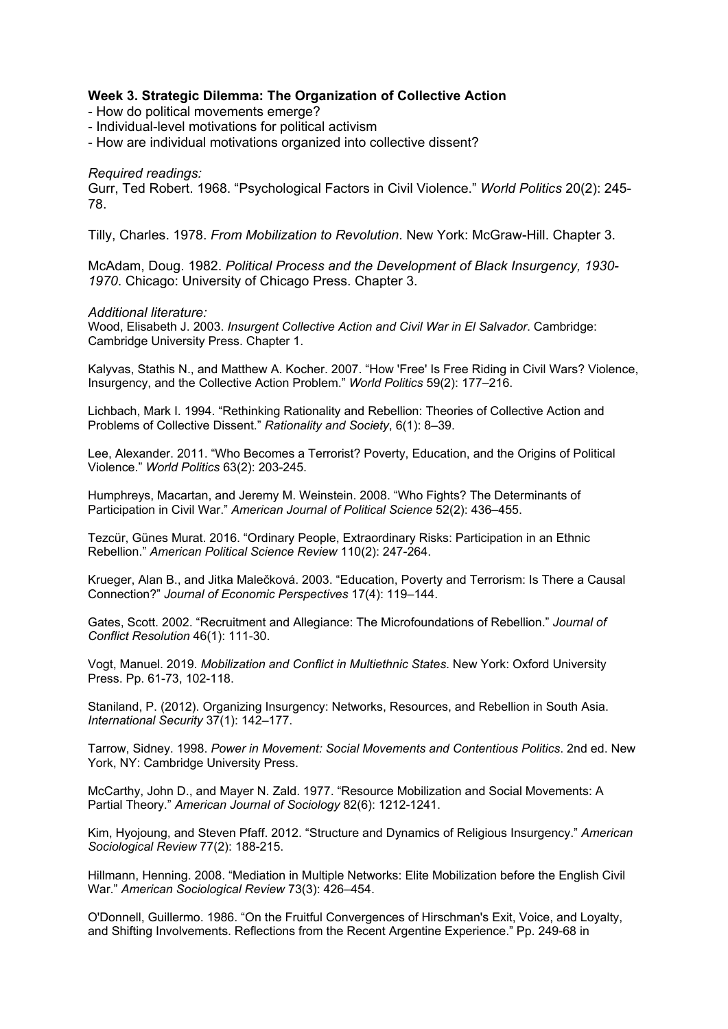**Week 3. Strategic Dilemma: The Organization of Collective Action**

- How do political movements emerge?
- Individual-level motivations for political activism
- How are individual motivations organized into collective dissent?

*Required readings:*

Gurr, Ted Robert. 1968. "Psychological Factors in Civil Violence." *World Politics* 20(2): 245-78.

Tilly, Charles. 1978. *From Mobilization to Revolution*. New York: McGraw-Hill. Chapter 3.

McAdam, Doug. 1982. *Political Process and the Development of Black Insurgency, 1930-1970*. Chicago: University of Chicago Press. Chapter 3.

*Additional literature:*

Wood, Elisabeth J. 2003. *Insurgent Collective Action and Civil War in El Salvador*. Cambridge: Cambridge University Press. Chapter 1.

Kalyvas, Stathis N., and Matthew A. Kocher. 2007. "How 'Free' Is Free Riding in Civil Wars? Violence, Insurgency, and the Collective Action Problem." *World Politics* 59(2): 177–216.

Lichbach, Mark I. 1994. "Rethinking Rationality and Rebellion: Theories of Collective Action and Problems of Collective Dissent." *Rationality and Society*, 6(1): 8–39.

Lee, Alexander. 2011. "Who Becomes a Terrorist? Poverty, Education, and the Origins of Political Violence." *World Politics* 63(2): 203-245.

Humphreys, Macartan, and Jeremy M. Weinstein. 2008. "Who Fights? The Determinants of Participation in Civil War." *American Journal of Political Science* 52(2): 436–455.

Tezcür, Günes Murat. 2016. "Ordinary People, Extraordinary Risks: Participation in an Ethnic Rebellion." *American Political Science Review* 110(2): 247-264.

Krueger, Alan B., and Jitka Malečková. 2003. "Education, Poverty and Terrorism: Is There a Causal Connection?" *Journal of Economic Perspectives* 17(4): 119–144.

Gates, Scott. 2002. "Recruitment and Allegiance: The Microfoundations of Rebellion." *Journal of Conflict Resolution* 46(1): 111-30.

Vogt, Manuel. 2019. *Mobilization and Conflict in Multiethnic States*. New York: Oxford University Press. Pp. 61-73, 102-118.

Staniland, P. (2012). Organizing Insurgency: Networks, Resources, and Rebellion in South Asia. *International Security* 37(1): 142–177.

Tarrow, Sidney. 1998. *Power in Movement: Social Movements and Contentious Politics*. 2nd ed. New York, NY: Cambridge University Press.

McCarthy, John D., and Mayer N. Zald. 1977. "Resource Mobilization and Social Movements: A Partial Theory." *American Journal of Sociology* 82(6): 1212-1241.

Kim, Hyojoung, and Steven Pfaff. 2012. "Structure and Dynamics of Religious Insurgency." *American Sociological Review* 77(2): 188-215.

Hillmann, Henning. 2008. "Mediation in Multiple Networks: Elite Mobilization before the English Civil War." *American Sociological Review* 73(3): 426–454.

O'Donnell, Guillermo. 1986. "On the Fruitful Convergences of Hirschman's Exit, Voice, and Loyalty, and Shifting Involvements. Reflections from the Recent Argentine Experience." Pp. 249-68 in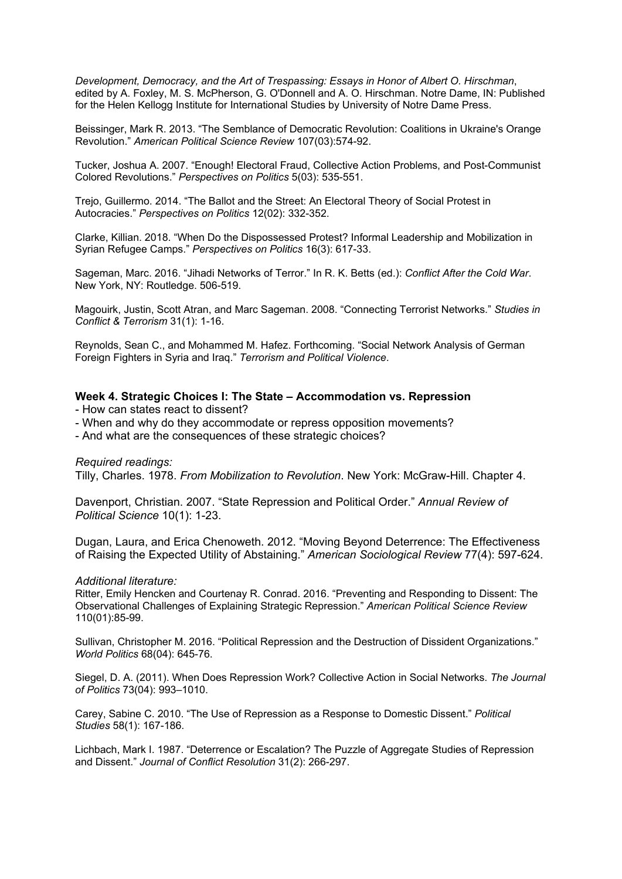*Development, Democracy, and the Art of Trespassing: Essays in Honor of Albert O. Hirschman*, edited by A. Foxley, M. S. McPherson, G. O'Donnell and A. O. Hirschman. Notre Dame, IN: Published for the Helen Kellogg Institute for International Studies by University of Notre Dame Press.

Beissinger, Mark R. 2013. "The Semblance of Democratic Revolution: Coalitions in Ukraine's Orange Revolution." *American Political Science Review* 107(03):574-92.

Tucker, Joshua A. 2007. "Enough! Electoral Fraud, Collective Action Problems, and Post-Communist Colored Revolutions." *Perspectives on Politics* 5(03): 535-551.

Trejo, Guillermo. 2014. "The Ballot and the Street: An Electoral Theory of Social Protest in Autocracies." *Perspectives on Politics* 12(02): 332-352.

Clarke, Killian. 2018. "When Do the Dispossessed Protest? Informal Leadership and Mobilization in Syrian Refugee Camps." *Perspectives on Politics* 16(3): 617-33.

Sageman, Marc. 2016. "Jihadi Networks of Terror." In R. K. Betts (ed.): *Conflict After the Cold War*. New York, NY: Routledge. 506-519.

Magouirk, Justin, Scott Atran, and Marc Sageman. 2008. "Connecting Terrorist Networks." *Studies in Conflict & Terrorism* 31(1): 1-16.

Reynolds, Sean C., and Mohammed M. Hafez. Forthcoming. "Social Network Analysis of German Foreign Fighters in Syria and Iraq." *Terrorism and Political Violence*.

## Week 4. Strategic Choices I: The State – Accommodation vs. Repression

- How can states react to dissent?
- When and why do they accommodate or repress opposition movements?
- And what are the consequences of these strategic choices?

*Required readings:*

Tilly, Charles. 1978. *From Mobilization to Revolution*. New York: McGraw-Hill. Chapter 4.

Davenport, Christian. 2007. "State Repression and Political Order." *Annual Review of Political Science* 10(1): 1-23.

Dugan, Laura, and Erica Chenoweth. 2012. "Moving Beyond Deterrence: The Effectiveness of Raising the Expected Utility of Abstaining." *American Sociological Review* 77(4): 597-624.

*Additional literature:*

Ritter, Emily Hencken and Courtenay R. Conrad. 2016. "Preventing and Responding to Dissent: The Observational Challenges of Explaining Strategic Repression." *American Political Science Review* 110(01):85-99.

Sullivan, Christopher M. 2016. "Political Repression and the Destruction of Dissident Organizations." *World Politics* 68(04): 645-76.

Siegel, D. A. (2011). When Does Repression Work? Collective Action in Social Networks. *The Journal of Politics* 73(04): 993–1010.

Carey, Sabine C. 2010. "The Use of Repression as a Response to Domestic Dissent." *Political Studies* 58(1): 167-186.

Lichbach, Mark I. 1987. "Deterrence or Escalation? The Puzzle of Aggregate Studies of Repression and Dissent." *Journal of Conflict Resolution* 31(2): 266-297.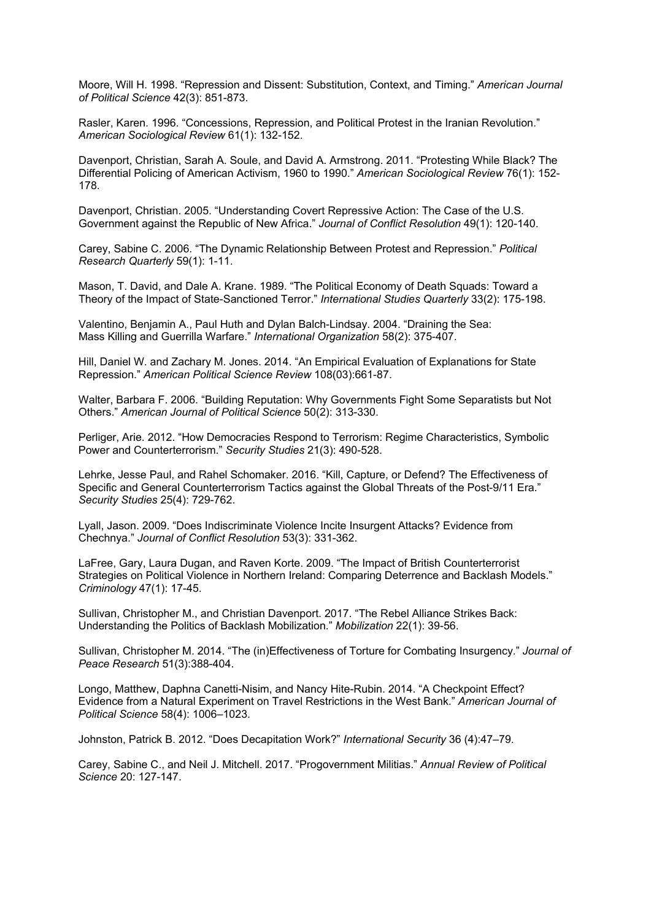Moore, Will H. 1998. “Repression and Dissent: Substitution, Context, and Timing.” *American Journal of Political Science* 42(3): 851-873.

Rasler, Karen. 1996. “Concessions, Repression, and Political Protest in the Iranian Revolution.” *American Sociological Review* 61(1): 132-152.

Davenport, Christian, Sarah A. Soule, and David A. Armstrong. 2011. “Protesting While Black? The Differential Policing of American Activism, 1960 to 1990.” *American Sociological Review* 76(1): 152-178.

Davenport, Christian. 2005. “Understanding Covert Repressive Action: The Case of the U.S. Government against the Republic of New Africa.” *Journal of Conflict Resolution* 49(1): 120-140.

Carey, Sabine C. 2006. “The Dynamic Relationship Between Protest and Repression.” *Political Research Quarterly* 59(1): 1-11.

Mason, T. David, and Dale A. Krane. 1989. “The Political Economy of Death Squads: Toward a Theory of the Impact of State-Sanctioned Terror.” *International Studies Quarterly* 33(2): 175-198.

Valentino, Benjamin A., Paul Huth and Dylan Balch-Lindsay. 2004. “Draining the Sea: Mass Killing and Guerrilla Warfare.” *International Organization* 58(2): 375-407.

Hill, Daniel W. and Zachary M. Jones. 2014. “An Empirical Evaluation of Explanations for State Repression.” *American Political Science Review* 108(03):661-87.

Walter, Barbara F. 2006. “Building Reputation: Why Governments Fight Some Separatists but Not Others.” *American Journal of Political Science* 50(2): 313-330.

Perliger, Arie. 2012. “How Democracies Respond to Terrorism: Regime Characteristics, Symbolic Power and Counterterrorism.” *Security Studies* 21(3): 490-528.

Lehrke, Jesse Paul, and Rahel Schomaker. 2016. “Kill, Capture, or Defend? The Effectiveness of Specific and General Counterterrorism Tactics against the Global Threats of the Post-9/11 Era.” *Security Studies* 25(4): 729-762.

Lyall, Jason. 2009. “Does Indiscriminate Violence Incite Insurgent Attacks? Evidence from Chechnya.” *Journal of Conflict Resolution* 53(3): 331-362.

LaFree, Gary, Laura Dugan, and Raven Korte. 2009. “The Impact of British Counterterrorist Strategies on Political Violence in Northern Ireland: Comparing Deterrence and Backlash Models.” *Criminology* 47(1): 17-45.

Sullivan, Christopher M., and Christian Davenport. 2017. “The Rebel Alliance Strikes Back: Understanding the Politics of Backlash Mobilization.” *Mobilization* 22(1): 39-56.

Sullivan, Christopher M. 2014. “The (in)Effectiveness of Torture for Combating Insurgency.” *Journal of Peace Research* 51(3):388-404.

Longo, Matthew, Daphna Canetti-Nisim, and Nancy Hite-Rubin. 2014. “A Checkpoint Effect? Evidence from a Natural Experiment on Travel Restrictions in the West Bank.” *American Journal of Political Science* 58(4): 1006–1023.

Johnston, Patrick B. 2012. “Does Decapitation Work?” *International Security* 36 (4):47–79.

Carey, Sabine C., and Neil J. Mitchell. 2017. “Progovernment Militias.” *Annual Review of Political Science* 20: 127-147.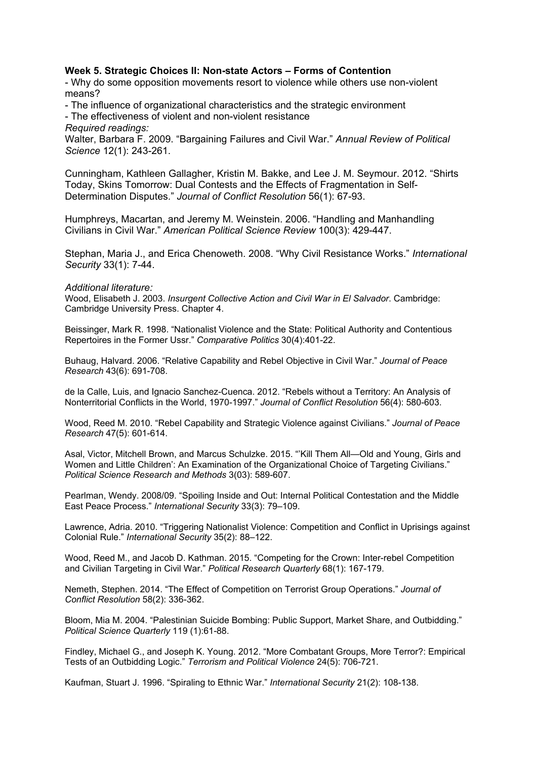**Week 5. Strategic Choices II: Non-state Actors – Forms of Contention**

- Why do some opposition movements resort to violence while others use non-violent means?
- The influence of organizational characteristics and the strategic environment
- The effectiveness of violent and non-violent resistance

*Required readings:*

Walter, Barbara F. 2009. "Bargaining Failures and Civil War." *Annual Review of Political Science* 12(1): 243-261.

Cunningham, Kathleen Gallagher, Kristin M. Bakke, and Lee J. M. Seymour. 2012. "Shirts Today, Skins Tomorrow: Dual Contests and the Effects of Fragmentation in Self-Determination Disputes." *Journal of Conflict Resolution* 56(1): 67-93.

Humphreys, Macartan, and Jeremy M. Weinstein. 2006. "Handling and Manhandling Civilians in Civil War." *American Political Science Review* 100(3): 429-447.

Stephan, Maria J., and Erica Chenoweth. 2008. "Why Civil Resistance Works." *International Security* 33(1): 7-44.

*Additional literature:*

Wood, Elisabeth J. 2003. *Insurgent Collective Action and Civil War in El Salvador*. Cambridge: Cambridge University Press. Chapter 4.

Beissinger, Mark R. 1998. "Nationalist Violence and the State: Political Authority and Contentious Repertoires in the Former Ussr." *Comparative Politics* 30(4):401-22.

Buhaug, Halvard. 2006. "Relative Capability and Rebel Objective in Civil War." *Journal of Peace Research* 43(6): 691-708.

de la Calle, Luis, and Ignacio Sanchez-Cuenca. 2012. "Rebels without a Territory: An Analysis of Nonterritorial Conflicts in the World, 1970-1997." *Journal of Conflict Resolution* 56(4): 580-603.

Wood, Reed M. 2010. "Rebel Capability and Strategic Violence against Civilians." *Journal of Peace Research* 47(5): 601-614.

Asal, Victor, Mitchell Brown, and Marcus Schulzke. 2015. "'Kill Them All—Old and Young, Girls and Women and Little Children': An Examination of the Organizational Choice of Targeting Civilians." *Political Science Research and Methods* 3(03): 589-607.

Pearlman, Wendy. 2008/09. "Spoiling Inside and Out: Internal Political Contestation and the Middle East Peace Process." *International Security* 33(3): 79–109.

Lawrence, Adria. 2010. "Triggering Nationalist Violence: Competition and Conflict in Uprisings against Colonial Rule." *International Security* 35(2): 88–122.

Wood, Reed M., and Jacob D. Kathman. 2015. "Competing for the Crown: Inter-rebel Competition and Civilian Targeting in Civil War." *Political Research Quarterly* 68(1): 167-179.

Nemeth, Stephen. 2014. "The Effect of Competition on Terrorist Group Operations." *Journal of Conflict Resolution* 58(2): 336-362.

Bloom, Mia M. 2004. "Palestinian Suicide Bombing: Public Support, Market Share, and Outbidding." *Political Science Quarterly* 119 (1):61-88.

Findley, Michael G., and Joseph K. Young. 2012. "More Combatant Groups, More Terror?: Empirical Tests of an Outbidding Logic." *Terrorism and Political Violence* 24(5): 706-721.

Kaufman, Stuart J. 1996. "Spiraling to Ethnic War." *International Security* 21(2): 108-138.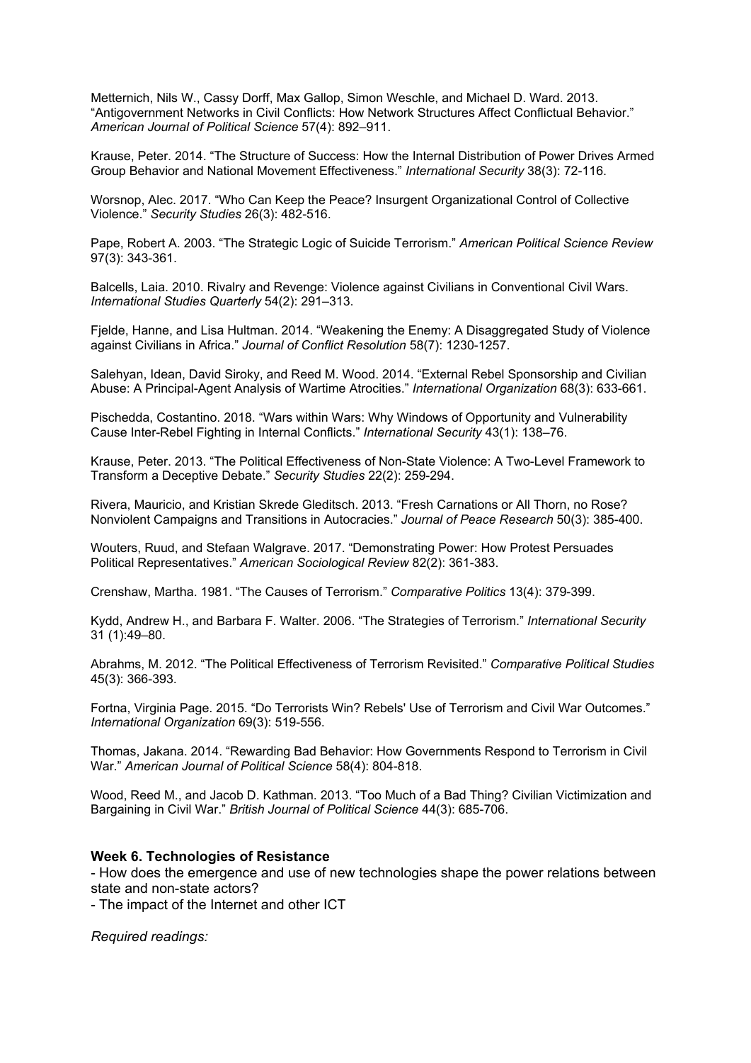Metternich, Nils W., Cassy Dorff, Max Gallop, Simon Weschle, and Michael D. Ward. 2013. "Antigovernment Networks in Civil Conflicts: How Network Structures Affect Conflictual Behavior." *American Journal of Political Science* 57(4): 892–911.

Krause, Peter. 2014. "The Structure of Success: How the Internal Distribution of Power Drives Armed Group Behavior and National Movement Effectiveness." *International Security* 38(3): 72-116.

Worsnop, Alec. 2017. "Who Can Keep the Peace? Insurgent Organizational Control of Collective Violence." *Security Studies* 26(3): 482-516.

Pape, Robert A. 2003. "The Strategic Logic of Suicide Terrorism." *American Political Science Review* 97(3): 343-361.

Balcells, Laia. 2010. Rivalry and Revenge: Violence against Civilians in Conventional Civil Wars. *International Studies Quarterly* 54(2): 291–313.

Fjelde, Hanne, and Lisa Hultman. 2014. "Weakening the Enemy: A Disaggregated Study of Violence against Civilians in Africa." *Journal of Conflict Resolution* 58(7): 1230-1257.

Salehyan, Idean, David Siroky, and Reed M. Wood. 2014. "External Rebel Sponsorship and Civilian Abuse: A Principal-Agent Analysis of Wartime Atrocities." *International Organization* 68(3): 633-661.

Pischedda, Costantino. 2018. "Wars within Wars: Why Windows of Opportunity and Vulnerability Cause Inter-Rebel Fighting in Internal Conflicts." *International Security* 43(1): 138–76.

Krause, Peter. 2013. "The Political Effectiveness of Non-State Violence: A Two-Level Framework to Transform a Deceptive Debate." *Security Studies* 22(2): 259-294.

Rivera, Mauricio, and Kristian Skrede Gleditsch. 2013. "Fresh Carnations or All Thorn, no Rose? Nonviolent Campaigns and Transitions in Autocracies." *Journal of Peace Research* 50(3): 385-400.

Wouters, Ruud, and Stefaan Walgrave. 2017. "Demonstrating Power: How Protest Persuades Political Representatives." *American Sociological Review* 82(2): 361-383.

Crenshaw, Martha. 1981. "The Causes of Terrorism." *Comparative Politics* 13(4): 379-399.

Kydd, Andrew H., and Barbara F. Walter. 2006. "The Strategies of Terrorism." *International Security* 31 (1):49–80.

Abrahms, M. 2012. "The Political Effectiveness of Terrorism Revisited." *Comparative Political Studies* 45(3): 366-393.

Fortna, Virginia Page. 2015. "Do Terrorists Win? Rebels' Use of Terrorism and Civil War Outcomes." *International Organization* 69(3): 519-556.

Thomas, Jakana. 2014. "Rewarding Bad Behavior: How Governments Respond to Terrorism in Civil War." *American Journal of Political Science* 58(4): 804-818.

Wood, Reed M., and Jacob D. Kathman. 2013. "Too Much of a Bad Thing? Civilian Victimization and Bargaining in Civil War." *British Journal of Political Science* 44(3): 685-706.

**Week 6. Technologies of Resistance**

- How does the emergence and use of new technologies shape the power relations between state and non-state actors?
- The impact of the Internet and other ICT

*Required readings:*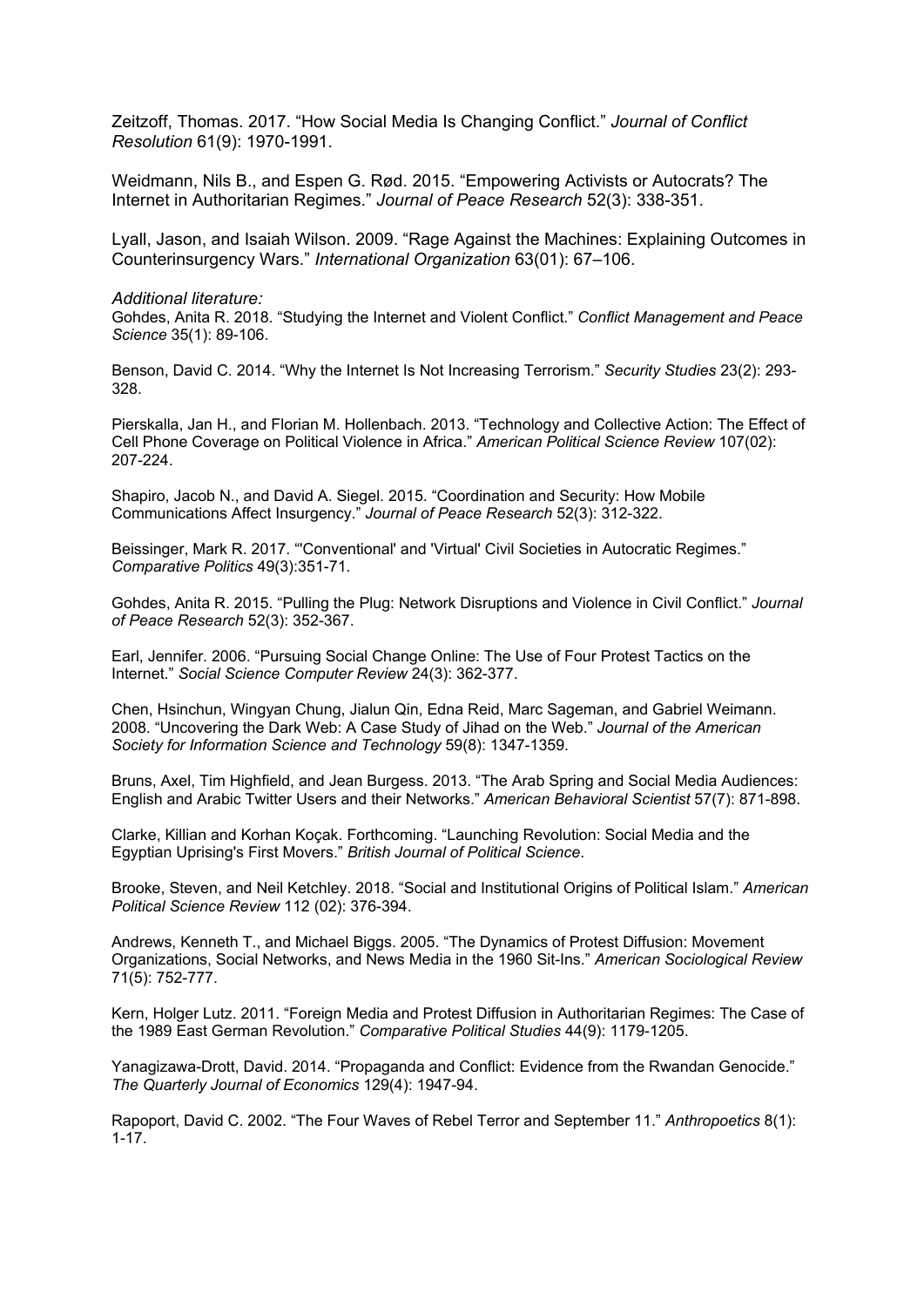Zeitzoff, Thomas. 2017. "How Social Media Is Changing Conflict." *Journal of Conflict Resolution* 61(9): 1970-1991.

Weidmann, Nils B., and Espen G. Rød. 2015. "Empowering Activists or Autocrats? The Internet in Authoritarian Regimes." *Journal of Peace Research* 52(3): 338-351.

Lyall, Jason, and Isaiah Wilson. 2009. "Rage Against the Machines: Explaining Outcomes in Counterinsurgency Wars." *International Organization* 63(01): 67–106.

*Additional literature:*

Gohdes, Anita R. 2018. "Studying the Internet and Violent Conflict." *Conflict Management and Peace Science* 35(1): 89-106.

Benson, David C. 2014. "Why the Internet Is Not Increasing Terrorism." *Security Studies* 23(2): 293-328.

Pierskalla, Jan H., and Florian M. Hollenbach. 2013. "Technology and Collective Action: The Effect of Cell Phone Coverage on Political Violence in Africa." *American Political Science Review* 107(02): 207-224.

Shapiro, Jacob N., and David A. Siegel. 2015. "Coordination and Security: How Mobile Communications Affect Insurgency." *Journal of Peace Research* 52(3): 312-322.

Beissinger, Mark R. 2017. "'Conventional' and 'Virtual' Civil Societies in Autocratic Regimes." *Comparative Politics* 49(3):351-71.

Gohdes, Anita R. 2015. "Pulling the Plug: Network Disruptions and Violence in Civil Conflict." *Journal of Peace Research* 52(3): 352-367.

Earl, Jennifer. 2006. "Pursuing Social Change Online: The Use of Four Protest Tactics on the Internet." *Social Science Computer Review* 24(3): 362-377.

Chen, Hsinchun, Wingyan Chung, Jialun Qin, Edna Reid, Marc Sageman, and Gabriel Weimann. 2008. "Uncovering the Dark Web: A Case Study of Jihad on the Web." *Journal of the American Society for Information Science and Technology* 59(8): 1347-1359.

Bruns, Axel, Tim Highfield, and Jean Burgess. 2013. "The Arab Spring and Social Media Audiences: English and Arabic Twitter Users and their Networks." *American Behavioral Scientist* 57(7): 871-898.

Clarke, Killian and Korhan Koçak. Forthcoming. "Launching Revolution: Social Media and the Egyptian Uprising's First Movers." *British Journal of Political Science*.

Brooke, Steven, and Neil Ketchley. 2018. "Social and Institutional Origins of Political Islam." *American Political Science Review* 112 (02): 376-394.

Andrews, Kenneth T., and Michael Biggs. 2005. "The Dynamics of Protest Diffusion: Movement Organizations, Social Networks, and News Media in the 1960 Sit-Ins." *American Sociological Review* 71(5): 752-777.

Kern, Holger Lutz. 2011. "Foreign Media and Protest Diffusion in Authoritarian Regimes: The Case of the 1989 East German Revolution." *Comparative Political Studies* 44(9): 1179-1205.

Yanagizawa-Drott, David. 2014. "Propaganda and Conflict: Evidence from the Rwandan Genocide." *The Quarterly Journal of Economics* 129(4): 1947-94.

Rapoport, David C. 2002. "The Four Waves of Rebel Terror and September 11." *Anthropoetics* 8(1): 1-17.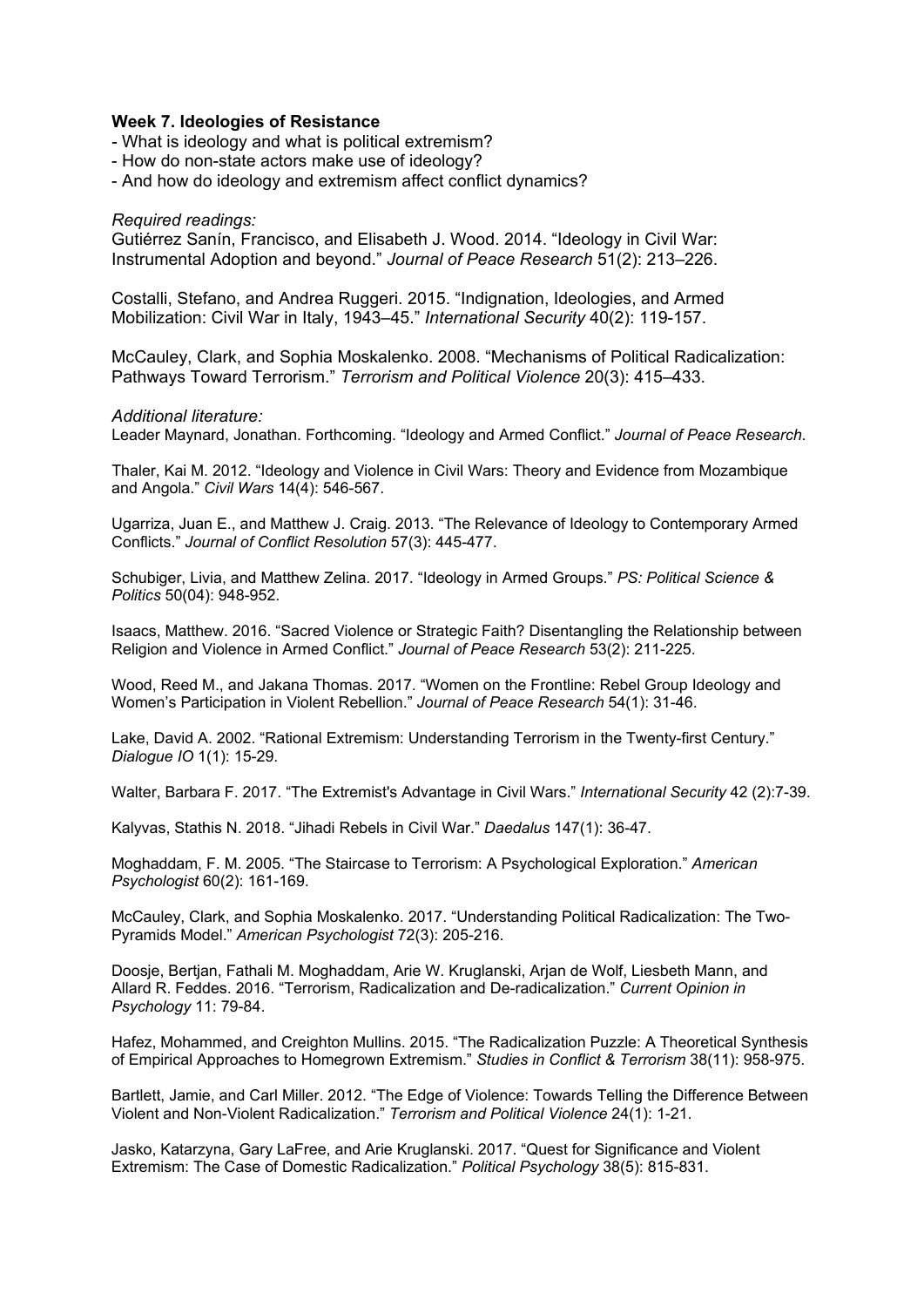**Week 7. Ideologies of Resistance**

- What is ideology and what is political extremism?
- How do non-state actors make use of ideology?
- And how do ideology and extremism affect conflict dynamics?

*Required readings:*

Gutiérrez Sanín, Francisco, and Elisabeth J. Wood. 2014. "Ideology in Civil War: Instrumental Adoption and beyond." *Journal of Peace Research* 51(2): 213–226.

Costalli, Stefano, and Andrea Ruggeri. 2015. "Indignation, Ideologies, and Armed Mobilization: Civil War in Italy, 1943–45." *International Security* 40(2): 119-157.

McCauley, Clark, and Sophia Moskalenko. 2008. "Mechanisms of Political Radicalization: Pathways Toward Terrorism." *Terrorism and Political Violence* 20(3): 415–433.

*Additional literature:*

Leader Maynard, Jonathan. Forthcoming. "Ideology and Armed Conflict." *Journal of Peace Research*.

Thaler, Kai M. 2012. "Ideology and Violence in Civil Wars: Theory and Evidence from Mozambique and Angola." *Civil Wars* 14(4): 546-567.

Ugarriza, Juan E., and Matthew J. Craig. 2013. "The Relevance of Ideology to Contemporary Armed Conflicts." *Journal of Conflict Resolution* 57(3): 445-477.

Schubiger, Livia, and Matthew Zelina. 2017. "Ideology in Armed Groups." *PS: Political Science & Politics* 50(04): 948-952.

Isaacs, Matthew. 2016. "Sacred Violence or Strategic Faith? Disentangling the Relationship between Religion and Violence in Armed Conflict." *Journal of Peace Research* 53(2): 211-225.

Wood, Reed M., and Jakana Thomas. 2017. "Women on the Frontline: Rebel Group Ideology and Women's Participation in Violent Rebellion." *Journal of Peace Research* 54(1): 31-46.

Lake, David A. 2002. "Rational Extremism: Understanding Terrorism in the Twenty-first Century." *Dialogue IO* 1(1): 15-29.

Walter, Barbara F. 2017. "The Extremist's Advantage in Civil Wars." *International Security* 42 (2):7-39.

Kalyvas, Stathis N. 2018. "Jihadi Rebels in Civil War." *Daedalus* 147(1): 36-47.

Moghaddam, F. M. 2005. "The Staircase to Terrorism: A Psychological Exploration." *American Psychologist* 60(2): 161-169.

McCauley, Clark, and Sophia Moskalenko. 2017. "Understanding Political Radicalization: The Two-Pyramids Model." *American Psychologist* 72(3): 205-216.

Doosje, Bertjan, Fathali M. Moghaddam, Arie W. Kruglanski, Arjan de Wolf, Liesbeth Mann, and Allard R. Feddes. 2016. "Terrorism, Radicalization and De-radicalization." *Current Opinion in Psychology* 11: 79-84.

Hafez, Mohammed, and Creighton Mullins. 2015. "The Radicalization Puzzle: A Theoretical Synthesis of Empirical Approaches to Homegrown Extremism." *Studies in Conflict & Terrorism* 38(11): 958-975.

Bartlett, Jamie, and Carl Miller. 2012. "The Edge of Violence: Towards Telling the Difference Between Violent and Non-Violent Radicalization." *Terrorism and Political Violence* 24(1): 1-21.

Jasko, Katarzyna, Gary LaFree, and Arie Kruglanski. 2017. "Quest for Significance and Violent Extremism: The Case of Domestic Radicalization." *Political Psychology* 38(5): 815-831.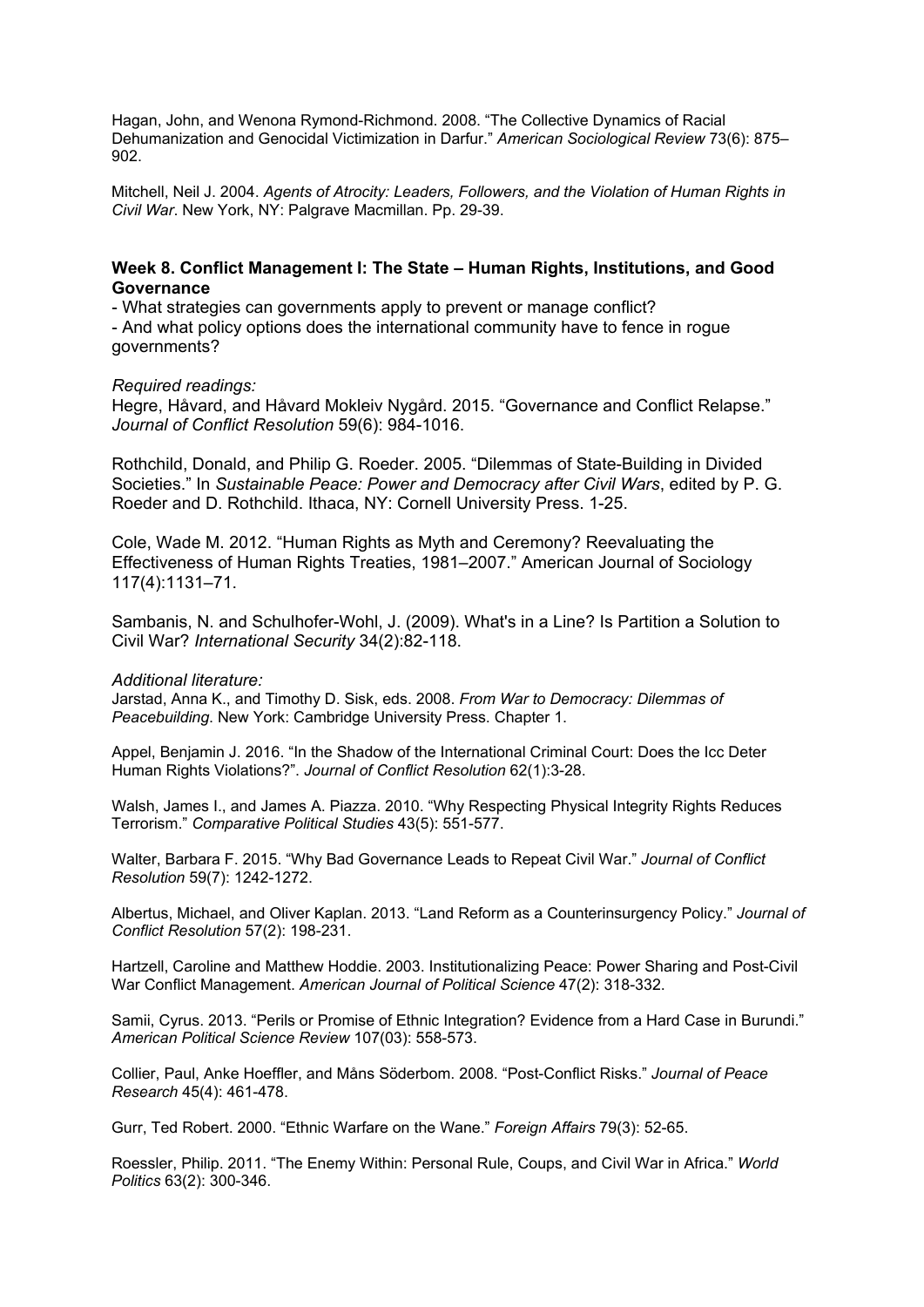Hagan, John, and Wenona Rymond-Richmond. 2008. "The Collective Dynamics of Racial Dehumanization and Genocidal Victimization in Darfur." *American Sociological Review* 73(6): 875–902.

Mitchell, Neil J. 2004. *Agents of Atrocity: Leaders, Followers, and the Violation of Human Rights in Civil War*. New York, NY: Palgrave Macmillan. Pp. 29-39.

## Week 8. Conflict Management I: The State – Human Rights, Institutions, and Good Governance

- What strategies can governments apply to prevent or manage conflict?
- And what policy options does the international community have to fence in rogue governments?

*Required readings:*

Hegre, Håvard, and Håvard Mokleiv Nygård. 2015. "Governance and Conflict Relapse." *Journal of Conflict Resolution* 59(6): 984-1016.

Rothchild, Donald, and Philip G. Roeder. 2005. "Dilemmas of State-Building in Divided Societies." In *Sustainable Peace: Power and Democracy after Civil Wars*, edited by P. G. Roeder and D. Rothchild. Ithaca, NY: Cornell University Press. 1-25.

Cole, Wade M. 2012. "Human Rights as Myth and Ceremony? Reevaluating the Effectiveness of Human Rights Treaties, 1981–2007." American Journal of Sociology 117(4):1131–71.

Sambanis, N. and Schulhofer-Wohl, J. (2009). What's in a Line? Is Partition a Solution to Civil War? *International Security* 34(2):82-118.

*Additional literature:*

Jarstad, Anna K., and Timothy D. Sisk, eds. 2008. *From War to Democracy: Dilemmas of Peacebuilding*. New York: Cambridge University Press. Chapter 1.

Appel, Benjamin J. 2016. "In the Shadow of the International Criminal Court: Does the Icc Deter Human Rights Violations?". *Journal of Conflict Resolution* 62(1):3-28.

Walsh, James I., and James A. Piazza. 2010. "Why Respecting Physical Integrity Rights Reduces Terrorism." *Comparative Political Studies* 43(5): 551-577.

Walter, Barbara F. 2015. "Why Bad Governance Leads to Repeat Civil War." *Journal of Conflict Resolution* 59(7): 1242-1272.

Albertus, Michael, and Oliver Kaplan. 2013. "Land Reform as a Counterinsurgency Policy." *Journal of Conflict Resolution* 57(2): 198-231.

Hartzell, Caroline and Matthew Hoddie. 2003. Institutionalizing Peace: Power Sharing and Post-Civil War Conflict Management. *American Journal of Political Science* 47(2): 318-332.

Samii, Cyrus. 2013. "Perils or Promise of Ethnic Integration? Evidence from a Hard Case in Burundi." *American Political Science Review* 107(03): 558-573.

Collier, Paul, Anke Hoeffler, and Måns Söderbom. 2008. "Post-Conflict Risks." *Journal of Peace Research* 45(4): 461-478.

Gurr, Ted Robert. 2000. "Ethnic Warfare on the Wane." *Foreign Affairs* 79(3): 52-65.

Roessler, Philip. 2011. "The Enemy Within: Personal Rule, Coups, and Civil War in Africa." *World Politics* 63(2): 300-346.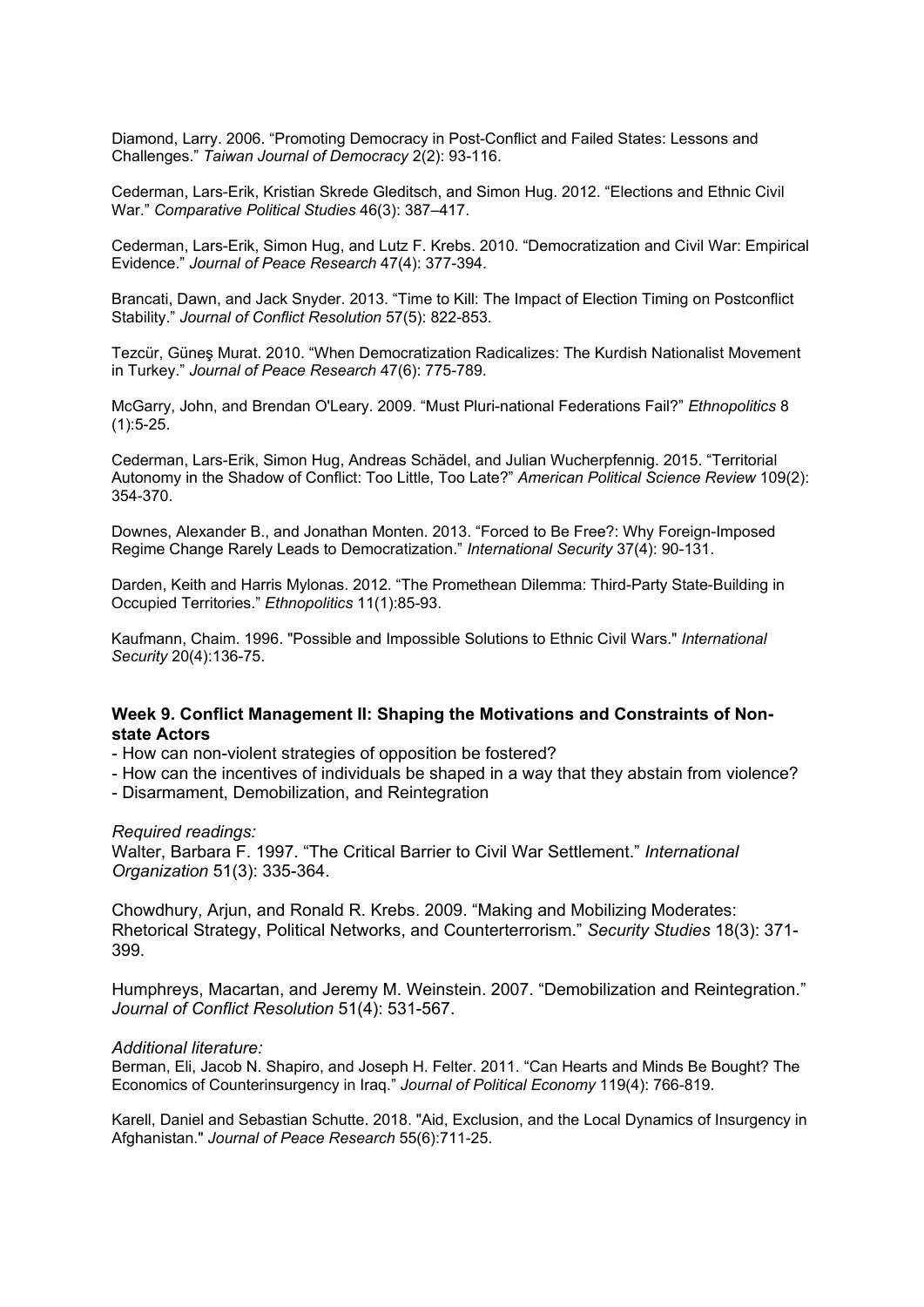Diamond, Larry. 2006. "Promoting Democracy in Post-Conflict and Failed States: Lessons and Challenges." *Taiwan Journal of Democracy* 2(2): 93-116.

Cederman, Lars-Erik, Kristian Skrede Gleditsch, and Simon Hug. 2012. "Elections and Ethnic Civil War." *Comparative Political Studies* 46(3): 387–417.

Cederman, Lars-Erik, Simon Hug, and Lutz F. Krebs. 2010. "Democratization and Civil War: Empirical Evidence." *Journal of Peace Research* 47(4): 377-394.

Brancati, Dawn, and Jack Snyder. 2013. "Time to Kill: The Impact of Election Timing on Postconflict Stability." *Journal of Conflict Resolution* 57(5): 822-853.

Tezcür, Güneş Murat. 2010. "When Democratization Radicalizes: The Kurdish Nationalist Movement in Turkey." *Journal of Peace Research* 47(6): 775-789.

McGarry, John, and Brendan O'Leary. 2009. "Must Pluri-national Federations Fail?" *Ethnopolitics* 8 (1):5-25.

Cederman, Lars-Erik, Simon Hug, Andreas Schädel, and Julian Wucherpfennig. 2015. "Territorial Autonomy in the Shadow of Conflict: Too Little, Too Late?" *American Political Science Review* 109(2): 354-370.

Downes, Alexander B., and Jonathan Monten. 2013. "Forced to Be Free?: Why Foreign-Imposed Regime Change Rarely Leads to Democratization." *International Security* 37(4): 90-131.

Darden, Keith and Harris Mylonas. 2012. "The Promethean Dilemma: Third-Party State-Building in Occupied Territories." *Ethnopolitics* 11(1):85-93.

Kaufmann, Chaim. 1996. "Possible and Impossible Solutions to Ethnic Civil Wars." *International Security* 20(4):136-75.

### Week 9. Conflict Management II: Shaping the Motivations and Constraints of Non-state Actors

- How can non-violent strategies of opposition be fostered?
- How can the incentives of individuals be shaped in a way that they abstain from violence?
- Disarmament, Demobilization, and Reintegration

*Required readings:*

Walter, Barbara F. 1997. "The Critical Barrier to Civil War Settlement." *International Organization* 51(3): 335-364.

Chowdhury, Arjun, and Ronald R. Krebs. 2009. "Making and Mobilizing Moderates: Rhetorical Strategy, Political Networks, and Counterterrorism." *Security Studies* 18(3): 371-399.

Humphreys, Macartan, and Jeremy M. Weinstein. 2007. "Demobilization and Reintegration." *Journal of Conflict Resolution* 51(4): 531-567.

*Additional literature:*

Berman, Eli, Jacob N. Shapiro, and Joseph H. Felter. 2011. "Can Hearts and Minds Be Bought? The Economics of Counterinsurgency in Iraq." *Journal of Political Economy* 119(4): 766-819.

Karell, Daniel and Sebastian Schutte. 2018. "Aid, Exclusion, and the Local Dynamics of Insurgency in Afghanistan." *Journal of Peace Research* 55(6):711-25.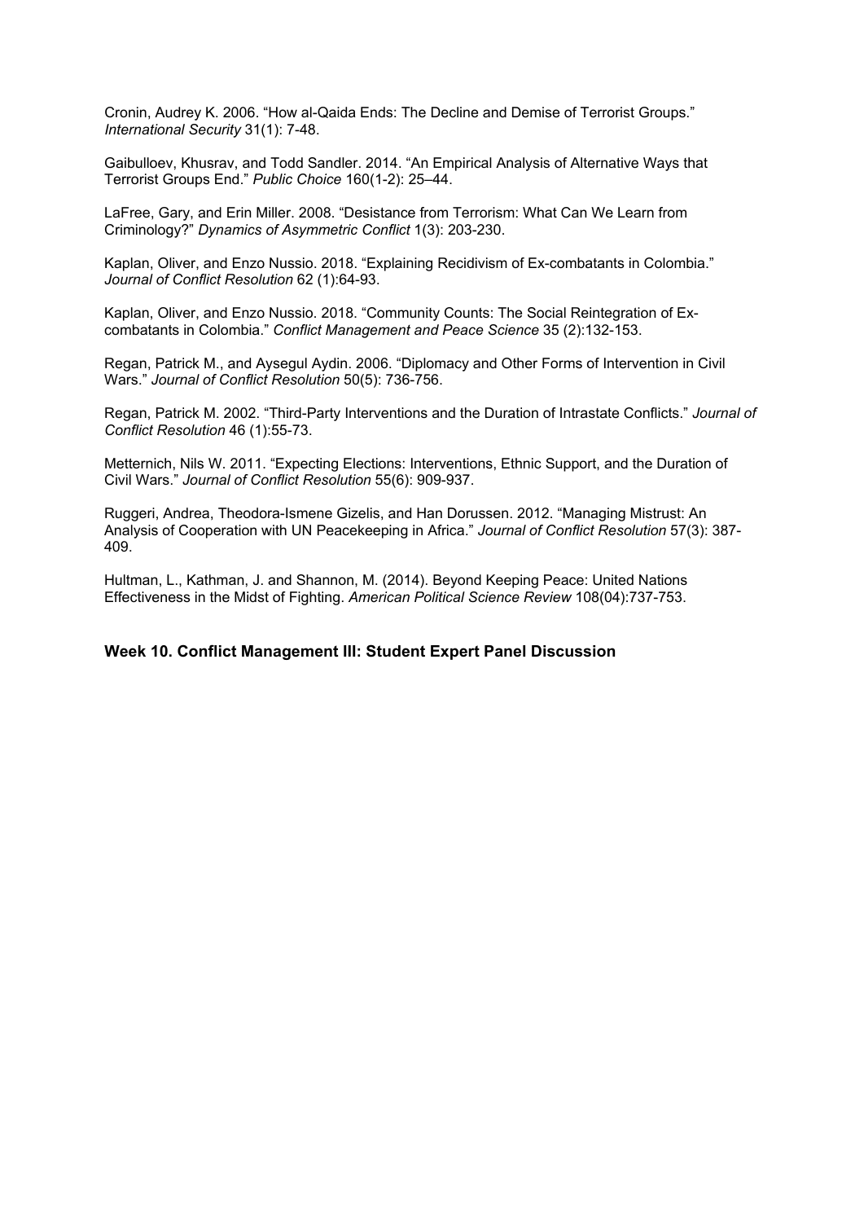Cronin, Audrey K. 2006. “How al-Qaida Ends: The Decline and Demise of Terrorist Groups.” *International Security* 31(1): 7-48.

Gaibulloev, Khusrav, and Todd Sandler. 2014. “An Empirical Analysis of Alternative Ways that Terrorist Groups End.” *Public Choice* 160(1-2): 25–44.

LaFree, Gary, and Erin Miller. 2008. “Desistance from Terrorism: What Can We Learn from Criminology?” *Dynamics of Asymmetric Conflict* 1(3): 203-230.

Kaplan, Oliver, and Enzo Nussio. 2018. “Explaining Recidivism of Ex-combatants in Colombia.” *Journal of Conflict Resolution* 62 (1):64-93.

Kaplan, Oliver, and Enzo Nussio. 2018. “Community Counts: The Social Reintegration of Ex-combatants in Colombia.” *Conflict Management and Peace Science* 35 (2):132-153.

Regan, Patrick M., and Aysegul Aydin. 2006. “Diplomacy and Other Forms of Intervention in Civil Wars.” *Journal of Conflict Resolution* 50(5): 736-756.

Regan, Patrick M. 2002. “Third-Party Interventions and the Duration of Intrastate Conflicts.” *Journal of Conflict Resolution* 46 (1):55-73.

Metternich, Nils W. 2011. “Expecting Elections: Interventions, Ethnic Support, and the Duration of Civil Wars.” *Journal of Conflict Resolution* 55(6): 909-937.

Ruggeri, Andrea, Theodora-Ismene Gizelis, and Han Dorussen. 2012. “Managing Mistrust: An Analysis of Cooperation with UN Peacekeeping in Africa.” *Journal of Conflict Resolution* 57(3): 387-409.

Hultman, L., Kathman, J. and Shannon, M. (2014). Beyond Keeping Peace: United Nations Effectiveness in the Midst of Fighting. *American Political Science Review* 108(04):737-753.

### Week 10. Conflict Management III: Student Expert Panel Discussion